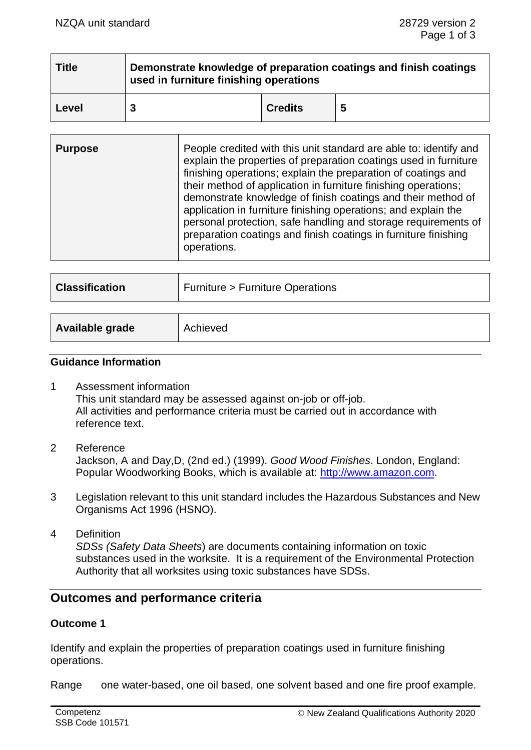| Title | Demonstrate knowledge of preparation coatings and finish coatings used in furniture finishing operations | | |
|---|---|---|---|
| Level | 3 | Credits | 5 |

| Purpose | People credited with this unit standard are able to: identify and explain the properties of preparation coatings used in furniture finishing operations; explain the preparation of coatings and their method of application in furniture finishing operations; demonstrate knowledge of finish coatings and their method of application in furniture finishing operations; and explain the personal protection, safe handling and storage requirements of preparation coatings and finish coatings in furniture finishing operations. |
|---|---|

| Classification | Furniture > Furniture Operations |
|---|---|

| Available grade | Achieved |
|---|---|

### Guidance Information

1. Assessment information
   This unit standard may be assessed against on-job or off-job.
   All activities and performance criteria must be carried out in accordance with reference text.

2. Reference
   Jackson, A and Day,D, (2nd ed.) (1999). *Good Wood Finishes*. London, England: Popular Woodworking Books, which is available at: http://www.amazon.com.

3. Legislation relevant to this unit standard includes the Hazardous Substances and New Organisms Act 1996 (HSNO).

4. Definition
   *SDSs (Safety Data Sheets*) are documents containing information on toxic substances used in the worksite. It is a requirement of the Environmental Protection Authority that all worksites using toxic substances have SDSs.

## Outcomes and performance criteria

### Outcome 1

Identify and explain the properties of preparation coatings used in furniture finishing operations.

Range one water-based, one oil based, one solvent based and one fire proof example.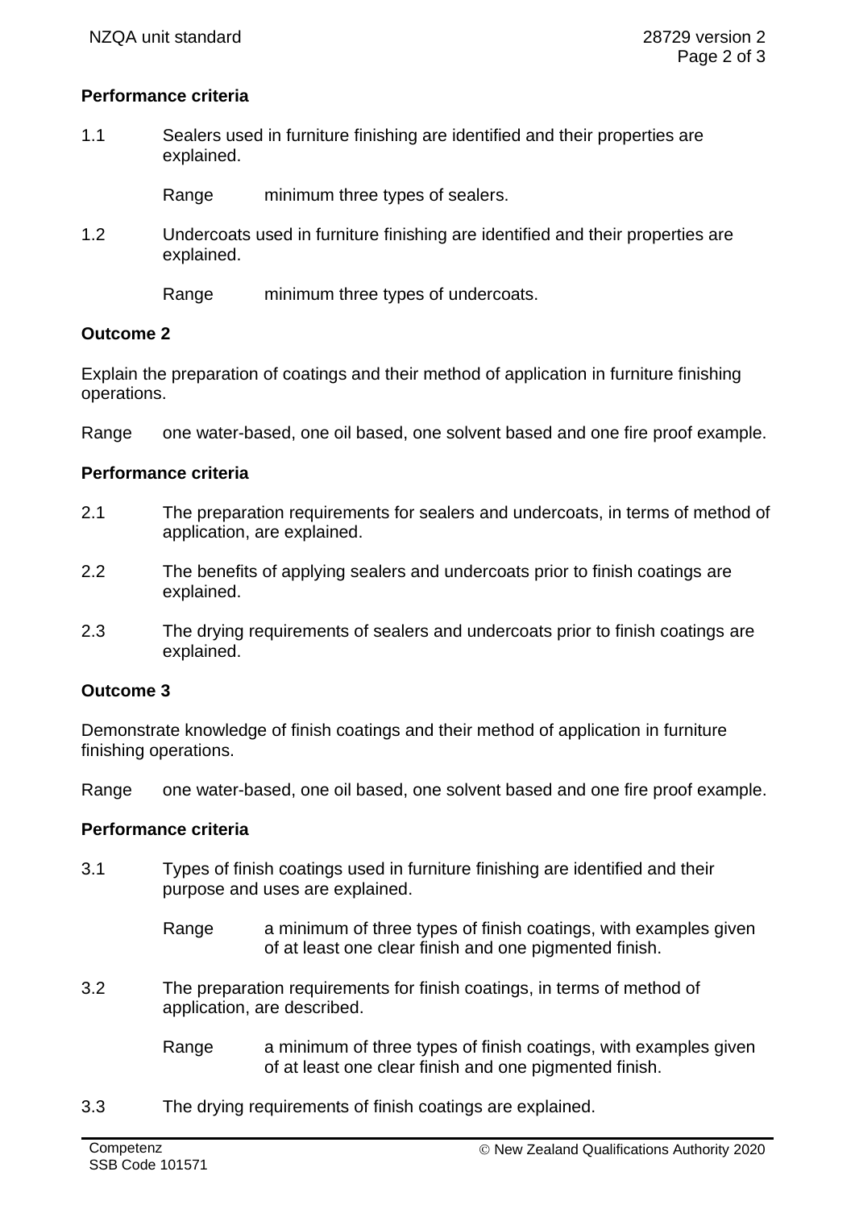**Performance criteria**

1.1 Sealers used in furniture finishing are identified and their properties are explained.

Range minimum three types of sealers.

1.2 Undercoats used in furniture finishing are identified and their properties are explained.

Range minimum three types of undercoats.

**Outcome 2**

Explain the preparation of coatings and their method of application in furniture finishing operations.

Range one water-based, one oil based, one solvent based and one fire proof example.

**Performance criteria**

2.1 The preparation requirements for sealers and undercoats, in terms of method of application, are explained.

2.2 The benefits of applying sealers and undercoats prior to finish coatings are explained.

2.3 The drying requirements of sealers and undercoats prior to finish coatings are explained.

**Outcome 3**

Demonstrate knowledge of finish coatings and their method of application in furniture finishing operations.

Range one water-based, one oil based, one solvent based and one fire proof example.

**Performance criteria**

3.1 Types of finish coatings used in furniture finishing are identified and their purpose and uses are explained.

Range a minimum of three types of finish coatings, with examples given of at least one clear finish and one pigmented finish.

3.2 The preparation requirements for finish coatings, in terms of method of application, are described.

Range a minimum of three types of finish coatings, with examples given of at least one clear finish and one pigmented finish.

3.3 The drying requirements of finish coatings are explained.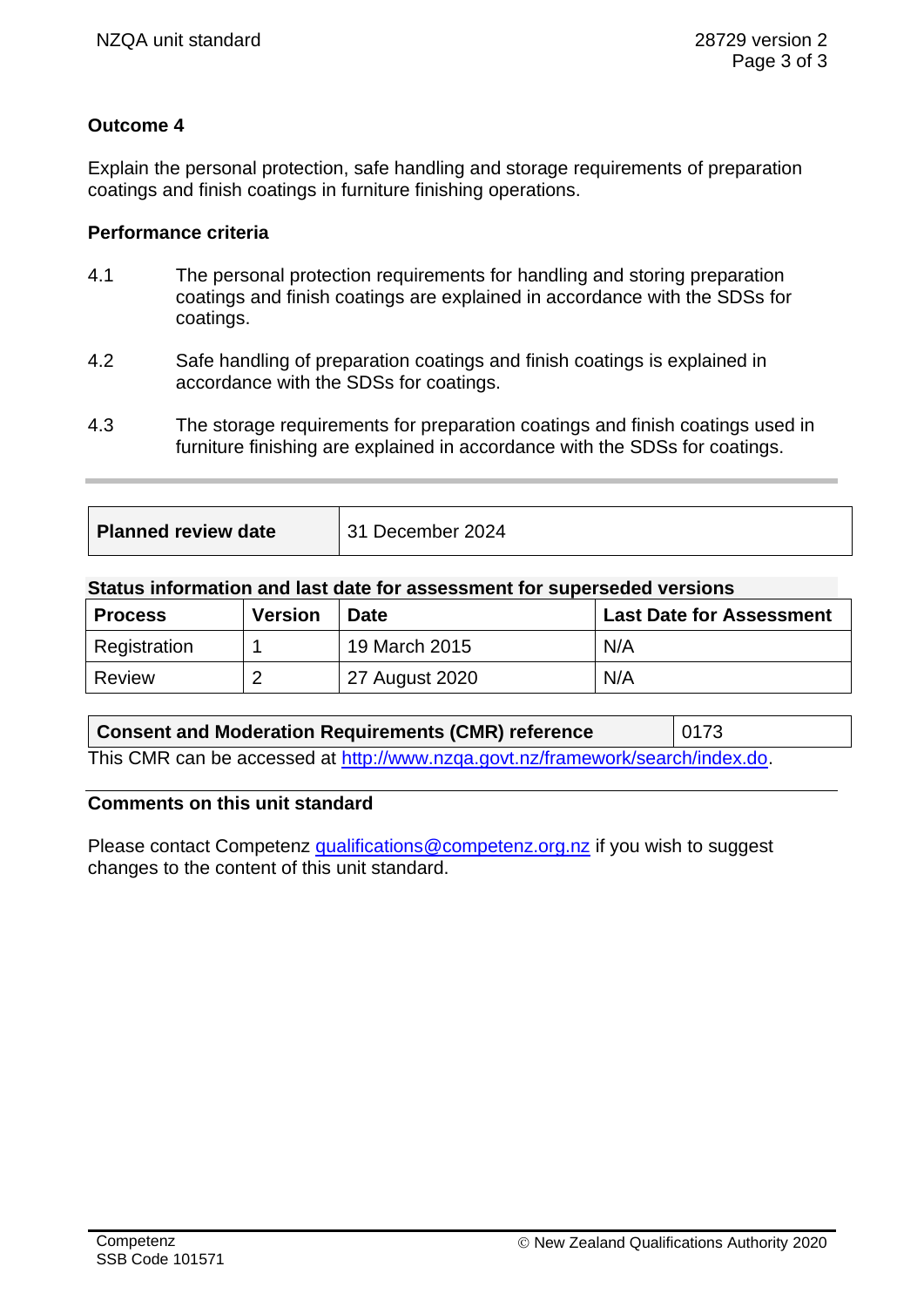### Outcome 4

Explain the personal protection, safe handling and storage requirements of preparation coatings and finish coatings in furniture finishing operations.

#### Performance criteria

4.1 The personal protection requirements for handling and storing preparation coatings and finish coatings are explained in accordance with the SDSs for coatings.

4.2 Safe handling of preparation coatings and finish coatings is explained in accordance with the SDSs for coatings.

4.3 The storage requirements for preparation coatings and finish coatings used in furniture finishing are explained in accordance with the SDSs for coatings.

| | |
|---|---|
| **Planned review date** | 31 December 2024 |

**Status information and last date for assessment for superseded versions**

| Process | Version | Date | Last Date for Assessment |
|---|---|---|---|
| Registration | 1 | 19 March 2015 | N/A |
| Review | 2 | 27 August 2020 | N/A |

| | |
|---|---|
| **Consent and Moderation Requirements (CMR) reference** | 0173 |

This CMR can be accessed at http://www.nzqa.govt.nz/framework/search/index.do.

**Comments on this unit standard**

Please contact Competenz qualifications@competenz.org.nz if you wish to suggest changes to the content of this unit standard.